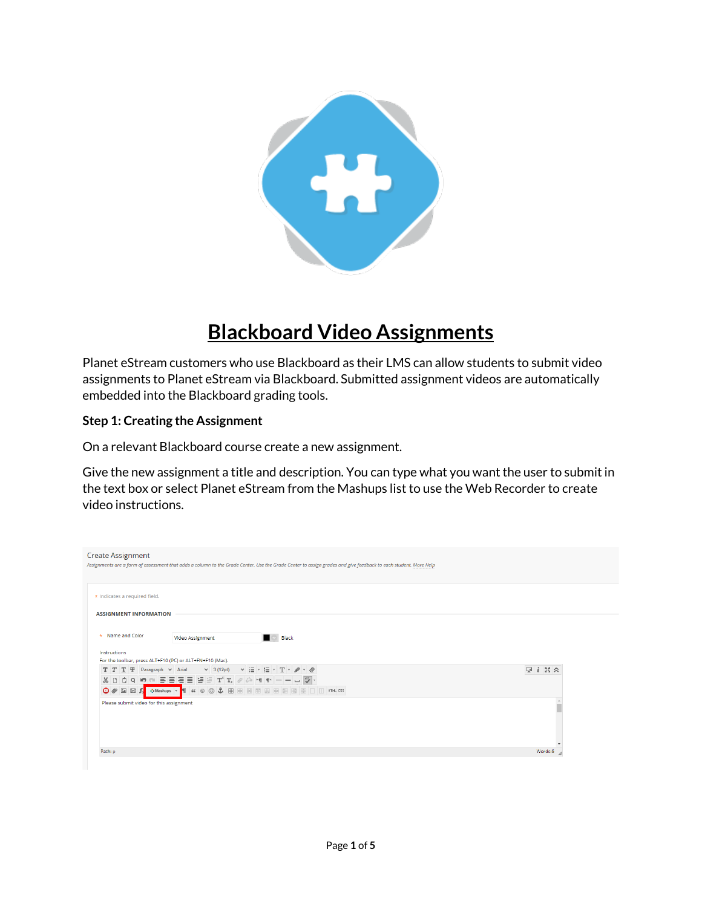# Blackboard Video Assignments

Planet eStream customers who use Blackboard as their LMS can allow students to submit video assignments to Planet eStream via Blackboard. Submitted assignment videos are automatically embedded into the Blackboard grading tools.

**Step 1: Creating the Assignment**

On a relevant Blackboard course create a new assignment.

Give the new assignment a title and description. You can type what you want the user to submit in the text box or select Planet eStream from the Mashups list to use the Web Recorder to create video instructions.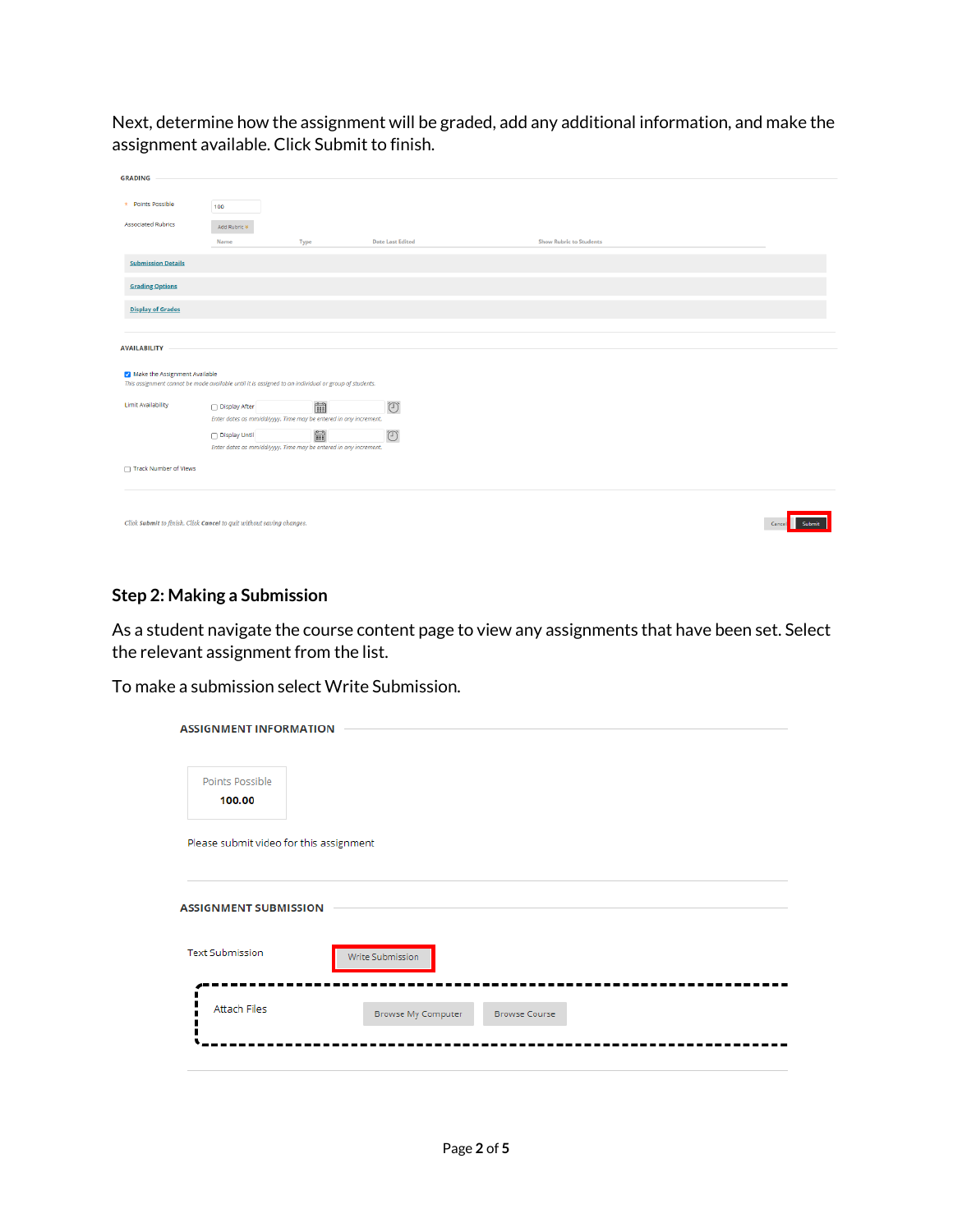Next, determine how the assignment will be graded, add any additional information, and make the assignment available. Click Submit to finish.

GRADING

* Points Possible: 100

Associated Rubrics: Add Rubric

| Name | Type | Date Last Edited | Show Rubric to Students |
| --- | --- | --- | --- |

Submission Details

Grading Options

Display of Grades

AVAILABILITY

Make the Assignment Available

*This assignment cannot be made available until it is assigned to an individual or group of students.*

Limit Availability

Display After

*Enter dates as mm/dd/yyyy. Time may be entered in any increment.*

Display Until

*Enter dates as mm/dd/yyyy. Time may be entered in any increment.*

Track Number of Views

*Click **Submit** to finish. Click **Cancel** to quit without saving changes.*

Cancel Submit

### Step 2: Making a Submission

As a student navigate the course content page to view any assignments that have been set. Select the relevant assignment from the list.

To make a submission select Write Submission.

ASSIGNMENT INFORMATION

Points Possible
**100.00**

Please submit video for this assignment

ASSIGNMENT SUBMISSION

Text Submission: Write Submission

Attach Files: Browse My Computer | Browse Course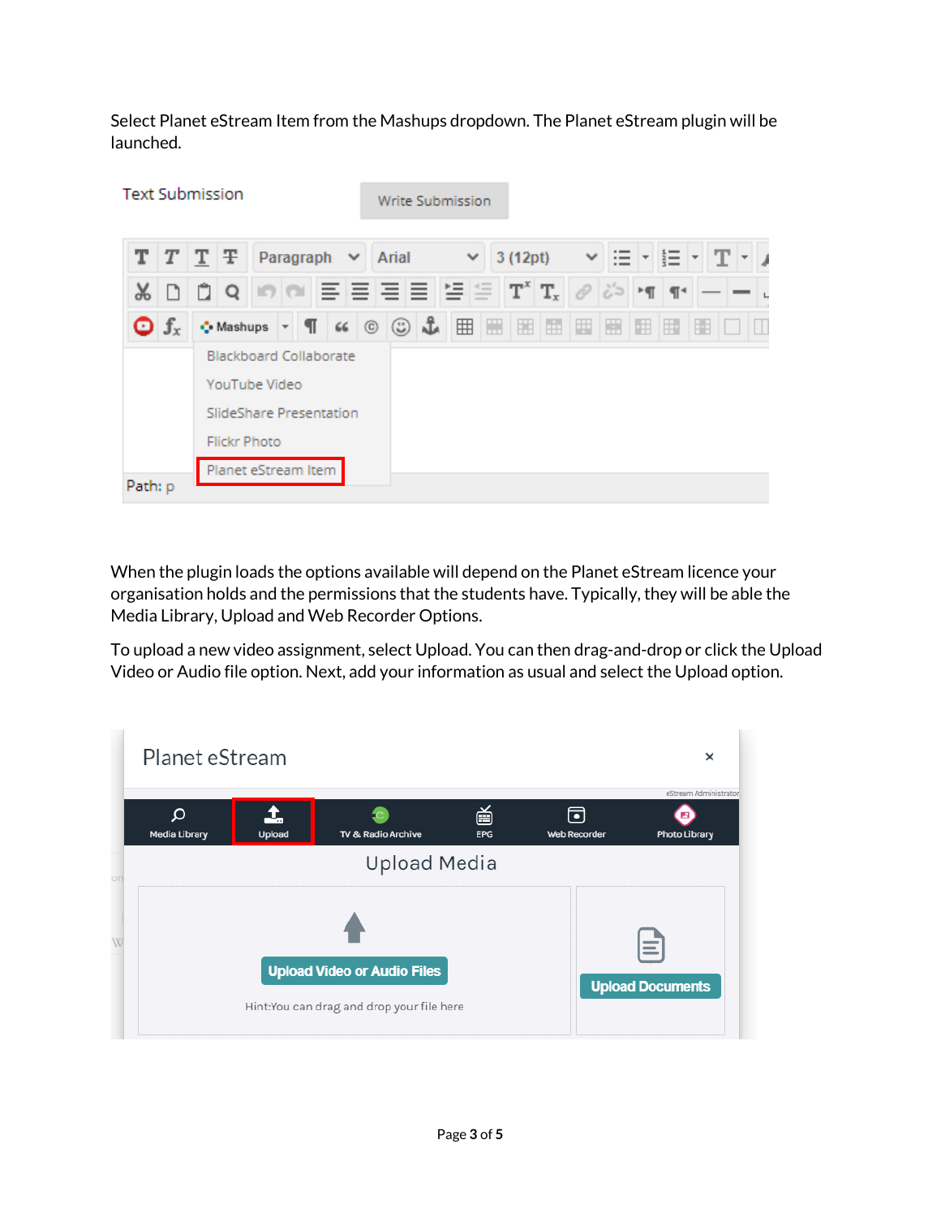Select Planet eStream Item from the Mashups dropdown. The Planet eStream plugin will be launched.

When the plugin loads the options available will depend on the Planet eStream licence your organisation holds and the permissions that the students have. Typically, they will be able the Media Library, Upload and Web Recorder Options.

To upload a new video assignment, select Upload. You can then drag-and-drop or click the Upload Video or Audio file option. Next, add your information as usual and select the Upload option.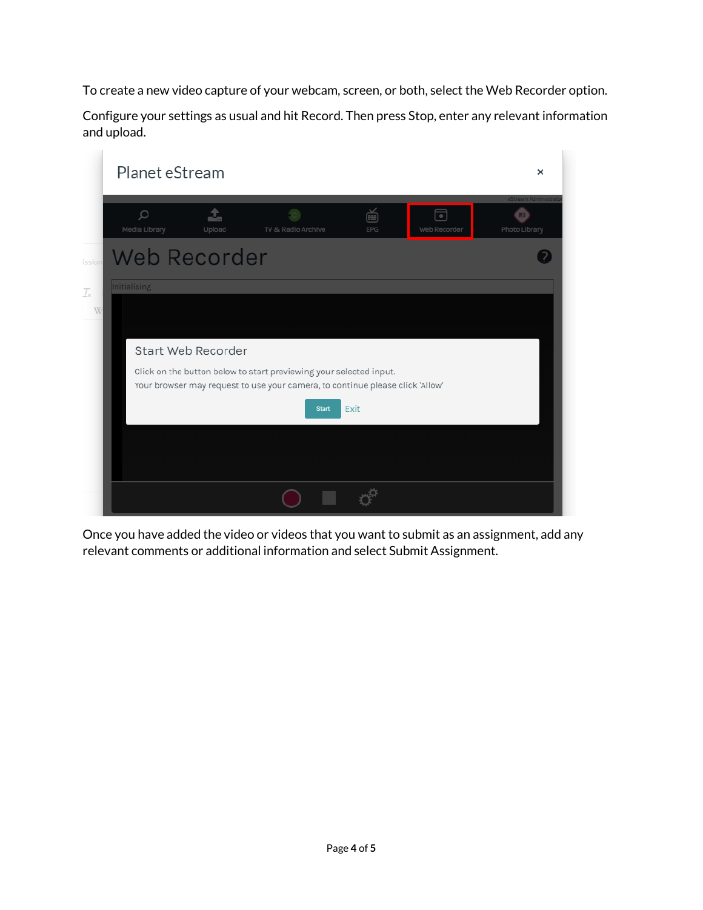To create a new video capture of your webcam, screen, or both, select the Web Recorder option.

Configure your settings as usual and hit Record. Then press Stop, enter any relevant information and upload.

Once you have added the video or videos that you want to submit as an assignment, add any relevant comments or additional information and select Submit Assignment.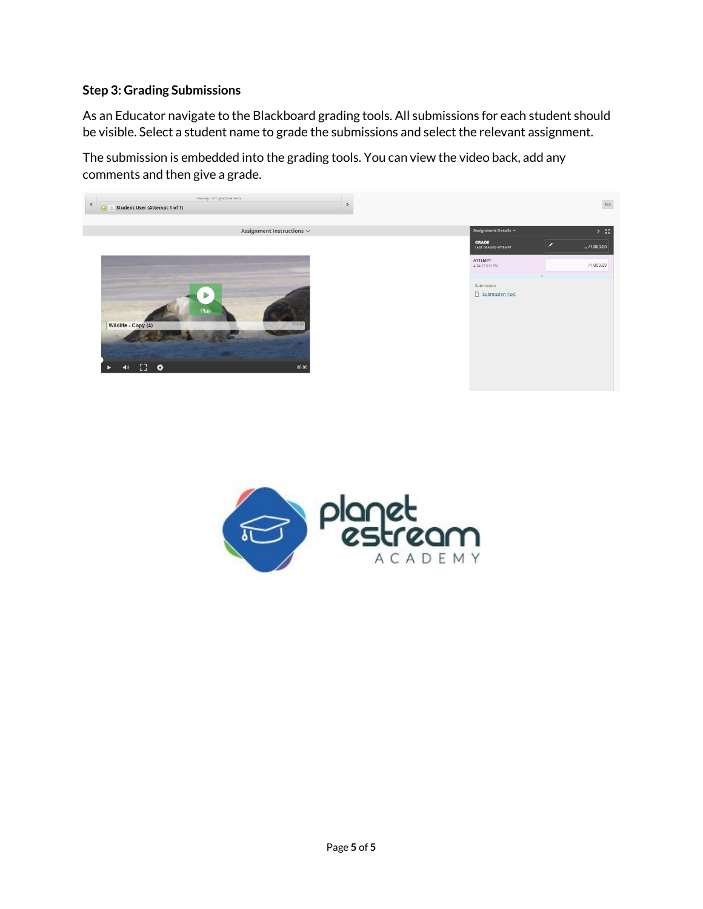**Step 3: Grading Submissions**

As an Educator navigate to the Blackboard grading tools. All submissions for each student should be visible. Select a student name to grade the submissions and select the relevant assignment.

The submission is embedded into the grading tools. You can view the video back, add any comments and then give a grade.